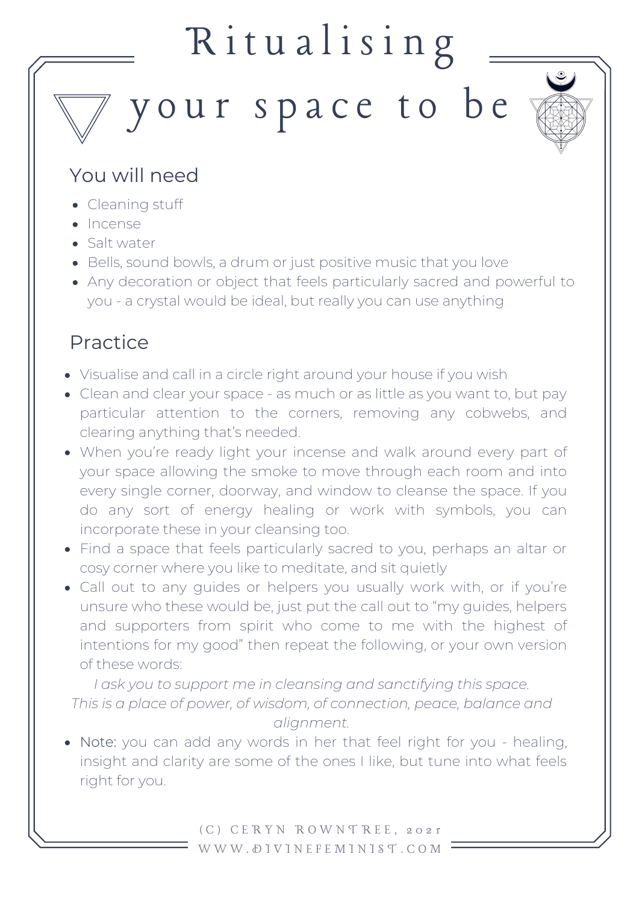# Ritualising your space to be

## You will need

- Cleaning stuff
- Incense
- Salt water
- Bells, sound bowls, a drum or just positive music that you love
- Any decoration or object that feels particularly sacred and powerful to you - a crystal would be ideal, but really you can use anything

## Practice

- Visualise and call in a circle right around your house if you wish
- Clean and clear your space - as much or as little as you want to, but pay particular attention to the corners, removing any cobwebs, and clearing anything that's needed.
- When you're ready light your incense and walk around every part of your space allowing the smoke to move through each room and into every single corner, doorway, and window to cleanse the space. If you do any sort of energy healing or work with symbols, you can incorporate these in your cleansing too.
- Find a space that feels particularly sacred to you, perhaps an altar or cosy corner where you like to meditate, and sit quietly
- Call out to any guides or helpers you usually work with, or if you're unsure who these would be, just put the call out to "my guides, helpers and supporters from spirit who come to me with the highest of intentions for my good" then repeat the following, or your own version of these words:

*I ask you to support me in cleansing and sanctifying this space.*
*This is a place of power, of wisdom, of connection, peace, balance and alignment.*

- Note: you can add any words in her that feel right for you - healing, insight and clarity are some of the ones I like, but tune into what feels right for you.

(C) CERYN ROWNTREE, 2021
WWW.DIVINEFEMINIST.COM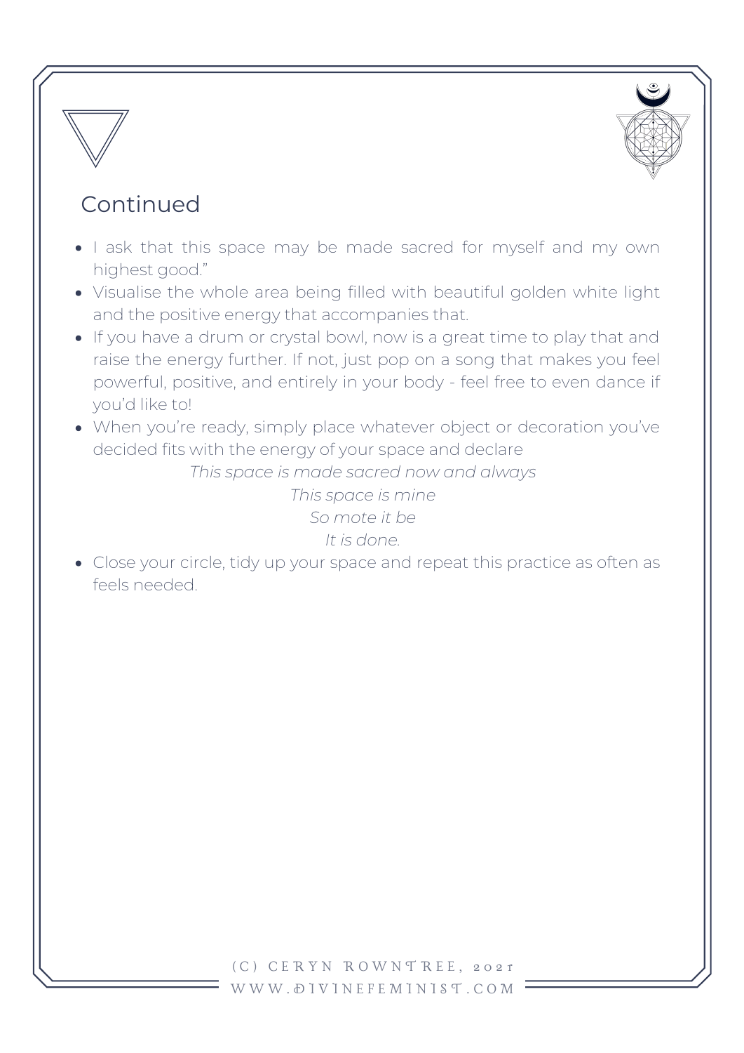## Continued

- I ask that this space may be made sacred for myself and my own highest good."
- Visualise the whole area being filled with beautiful golden white light and the positive energy that accompanies that.
- If you have a drum or crystal bowl, now is a great time to play that and raise the energy further. If not, just pop on a song that makes you feel powerful, positive, and entirely in your body - feel free to even dance if you'd like to!
- When you're ready, simply place whatever object or decoration you've decided fits with the energy of your space and declare

  *This space is made sacred now and always*
  *This space is mine*
  *So mote it be*
  *It is done.*

- Close your circle, tidy up your space and repeat this practice as often as feels needed.

(C) CERYN ROWNTREE, 2021
WWW.DIVINEFEMINIST.COM